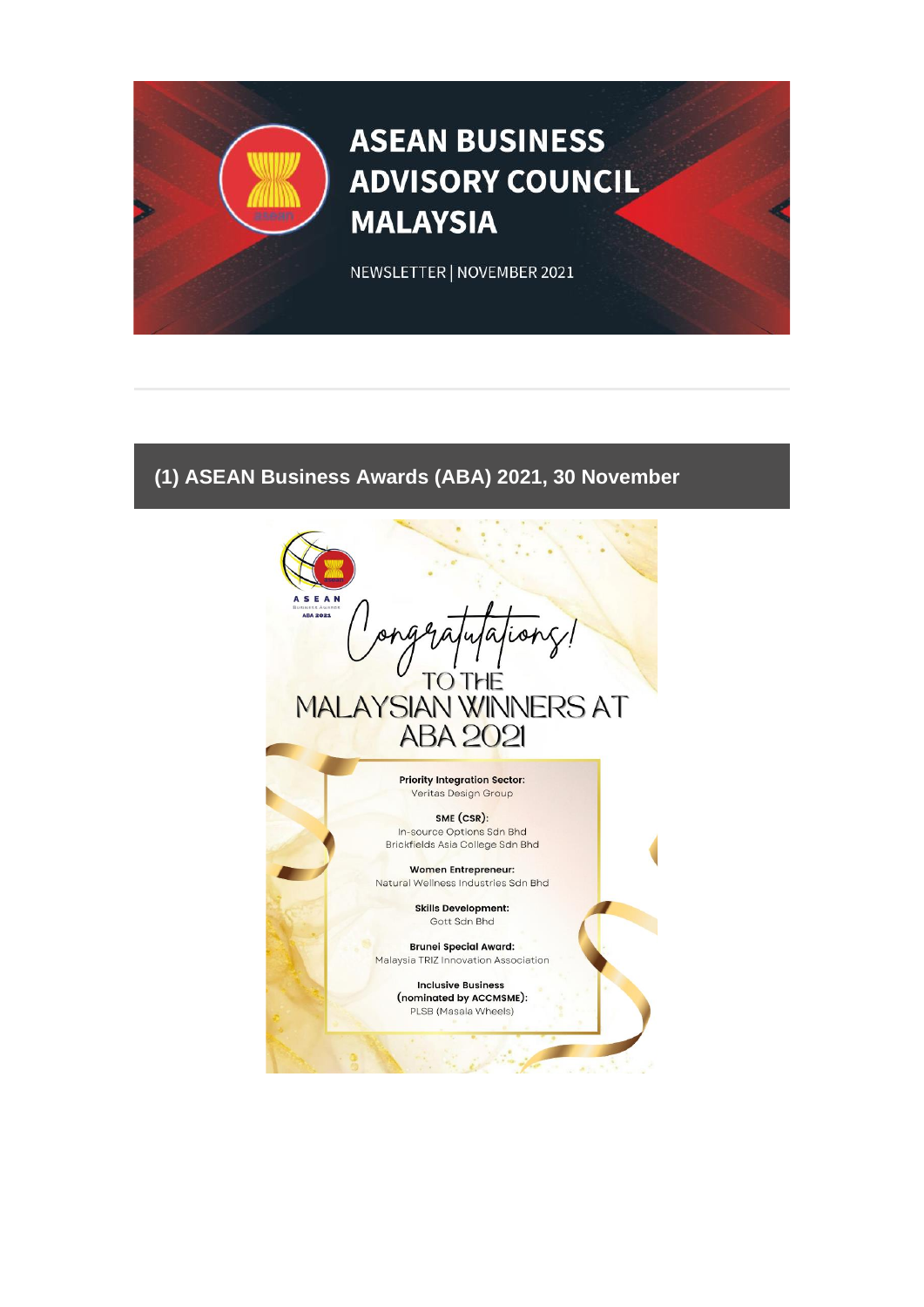# ASEAN BUSINESS ADVISORY COUNCIL MALAYSIA

NEWSLETTER | NOVEMBER 2021

## (1) ASEAN Business Awards (ABA) 2021, 30 November

ASEAN Business Awards ABA 2021

Congratulations!

TO THE MALAYSIAN WINNERS AT ABA 2021

**Priority Integration Sector:**
Veritas Design Group

**SME (CSR):**
In-source Options Sdn Bhd
Brickfields Asia College Sdn Bhd

**Women Entrepreneur:**
Natural Wellness Industries Sdn Bhd

**Skills Development:**
Gott Sdn Bhd

**Brunei Special Award:**
Malaysia TRIZ Innovation Association

**Inclusive Business (nominated by ACCMSME):**
PLSB (Masala Wheels)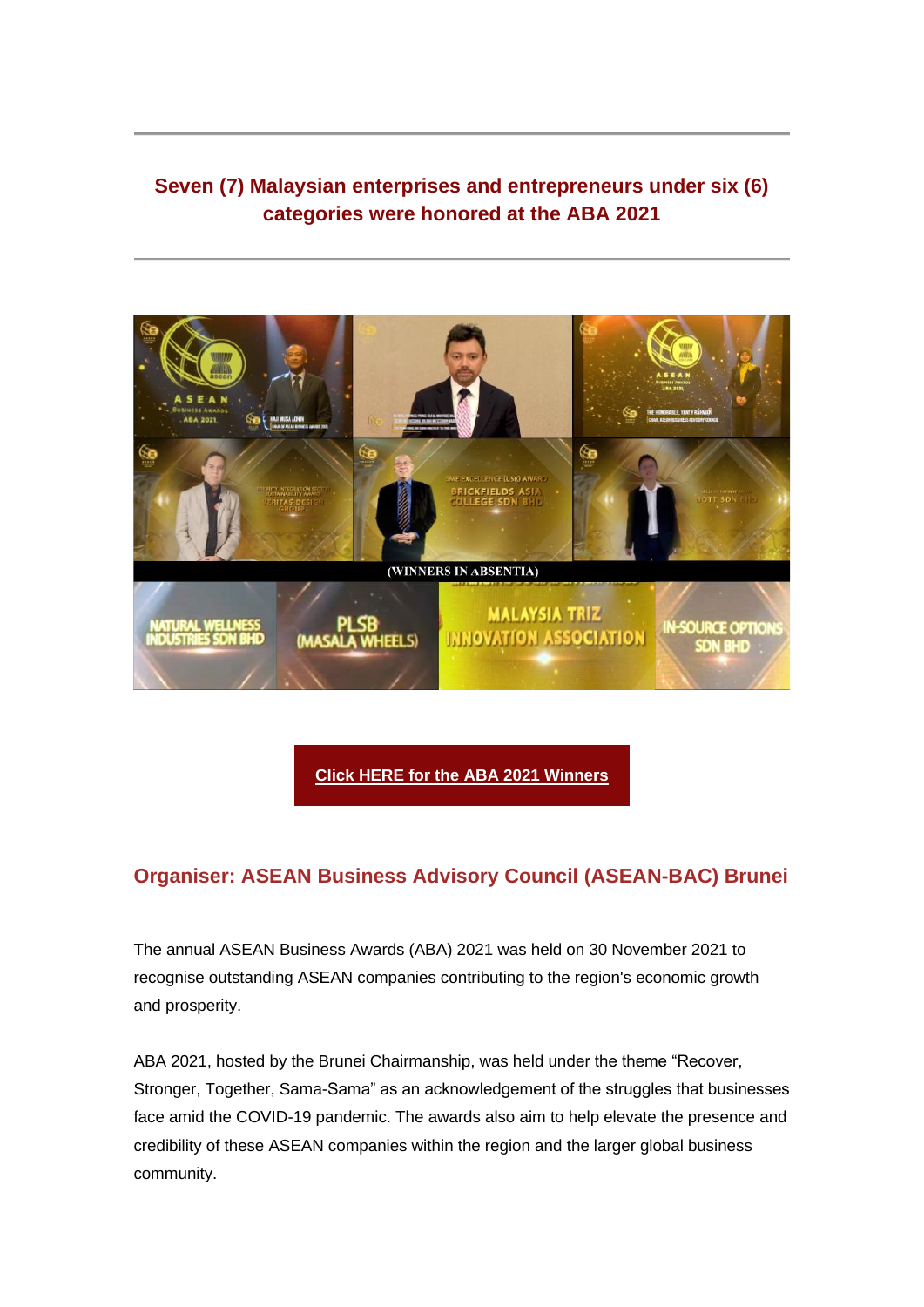## Seven (7) Malaysian enterprises and entrepreneurs under six (6) categories were honored at the ABA 2021

**Click HERE for the ABA 2021 Winners**

## Organiser: ASEAN Business Advisory Council (ASEAN-BAC) Brunei

The annual ASEAN Business Awards (ABA) 2021 was held on 30 November 2021 to recognise outstanding ASEAN companies contributing to the region's economic growth and prosperity.

ABA 2021, hosted by the Brunei Chairmanship, was held under the theme “Recover, Stronger, Together, Sama-Sama” as an acknowledgement of the struggles that businesses face amid the COVID-19 pandemic. The awards also aim to help elevate the presence and credibility of these ASEAN companies within the region and the larger global business community.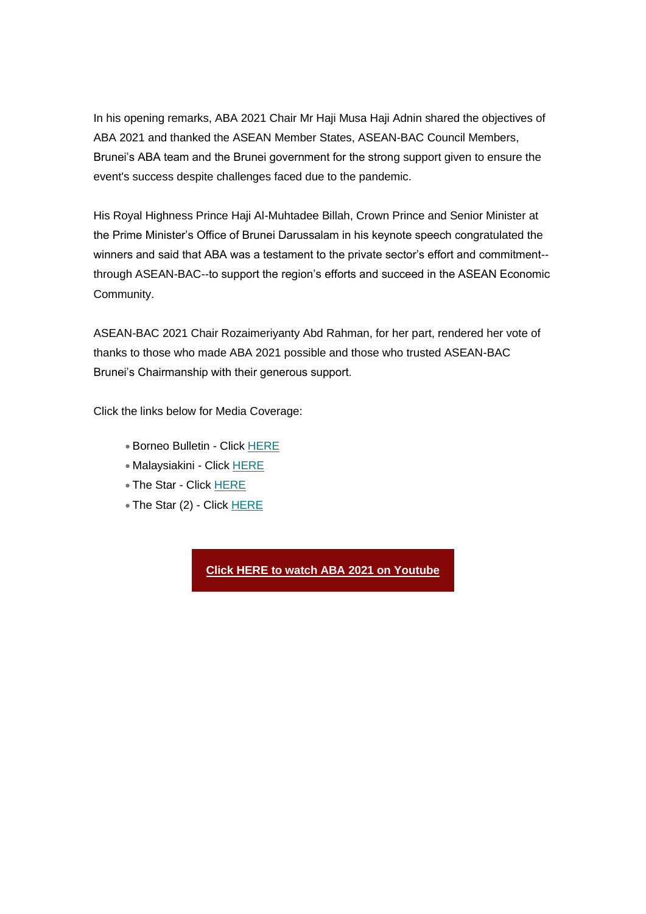In his opening remarks, ABA 2021 Chair Mr Haji Musa Haji Adnin shared the objectives of ABA 2021 and thanked the ASEAN Member States, ASEAN-BAC Council Members, Brunei's ABA team and the Brunei government for the strong support given to ensure the event's success despite challenges faced due to the pandemic.

His Royal Highness Prince Haji Al-Muhtadee Billah, Crown Prince and Senior Minister at the Prime Minister's Office of Brunei Darussalam in his keynote speech congratulated the winners and said that ABA was a testament to the private sector's effort and commitment--through ASEAN-BAC--to support the region's efforts and succeed in the ASEAN Economic Community.

ASEAN-BAC 2021 Chair Rozaimeriyanty Abd Rahman, for her part, rendered her vote of thanks to those who made ABA 2021 possible and those who trusted ASEAN-BAC Brunei's Chairmanship with their generous support.

Click the links below for Media Coverage:

- Borneo Bulletin - Click HERE
- Malaysiakini - Click HERE
- The Star - Click HERE
- The Star (2) - Click HERE

**Click HERE to watch ABA 2021 on Youtube**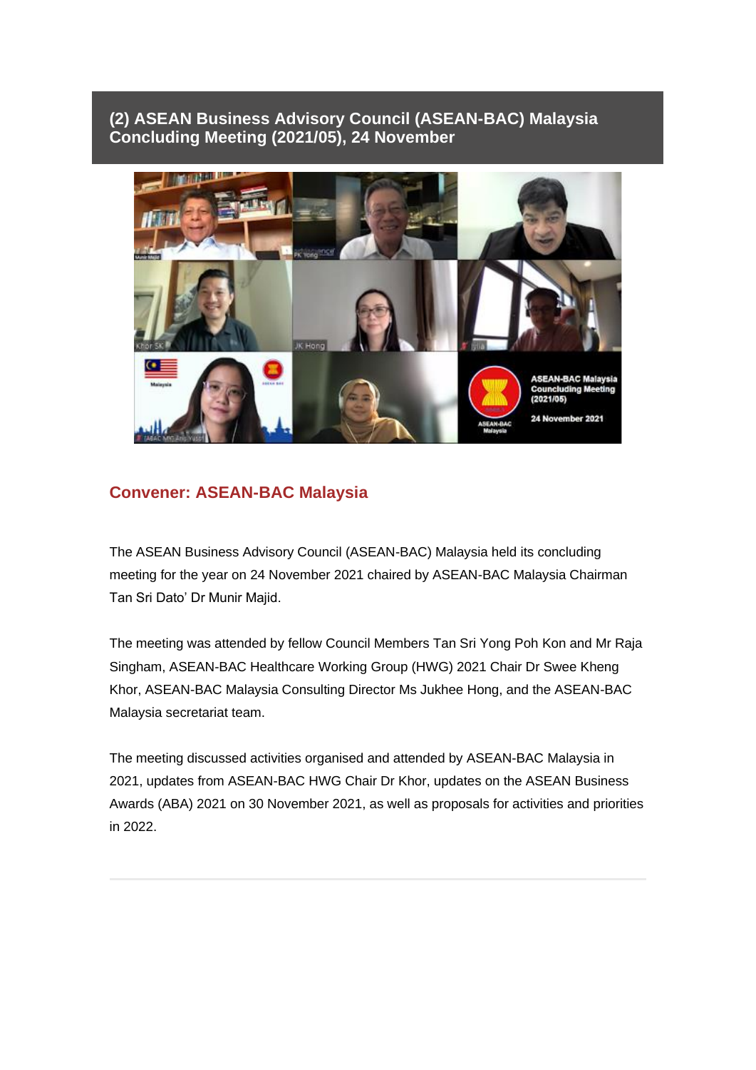## (2) ASEAN Business Advisory Council (ASEAN-BAC) Malaysia Concluding Meeting (2021/05), 24 November

### Convener: ASEAN-BAC Malaysia

The ASEAN Business Advisory Council (ASEAN-BAC) Malaysia held its concluding meeting for the year on 24 November 2021 chaired by ASEAN-BAC Malaysia Chairman Tan Sri Dato' Dr Munir Majid.

The meeting was attended by fellow Council Members Tan Sri Yong Poh Kon and Mr Raja Singham, ASEAN-BAC Healthcare Working Group (HWG) 2021 Chair Dr Swee Kheng Khor, ASEAN-BAC Malaysia Consulting Director Ms Jukhee Hong, and the ASEAN-BAC Malaysia secretariat team.

The meeting discussed activities organised and attended by ASEAN-BAC Malaysia in 2021, updates from ASEAN-BAC HWG Chair Dr Khor, updates on the ASEAN Business Awards (ABA) 2021 on 30 November 2021, as well as proposals for activities and priorities in 2022.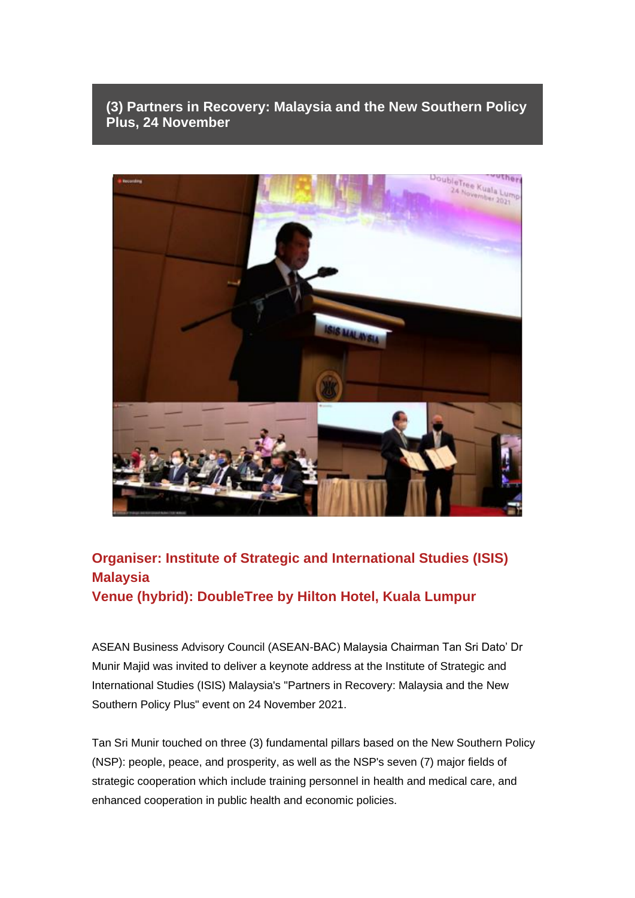## (3) Partners in Recovery: Malaysia and the New Southern Policy Plus, 24 November

**Organiser: Institute of Strategic and International Studies (ISIS) Malaysia**
**Venue (hybrid): DoubleTree by Hilton Hotel, Kuala Lumpur**

ASEAN Business Advisory Council (ASEAN-BAC) Malaysia Chairman Tan Sri Dato' Dr Munir Majid was invited to deliver a keynote address at the Institute of Strategic and International Studies (ISIS) Malaysia's "Partners in Recovery: Malaysia and the New Southern Policy Plus" event on 24 November 2021.

Tan Sri Munir touched on three (3) fundamental pillars based on the New Southern Policy (NSP): people, peace, and prosperity, as well as the NSP's seven (7) major fields of strategic cooperation which include training personnel in health and medical care, and enhanced cooperation in public health and economic policies.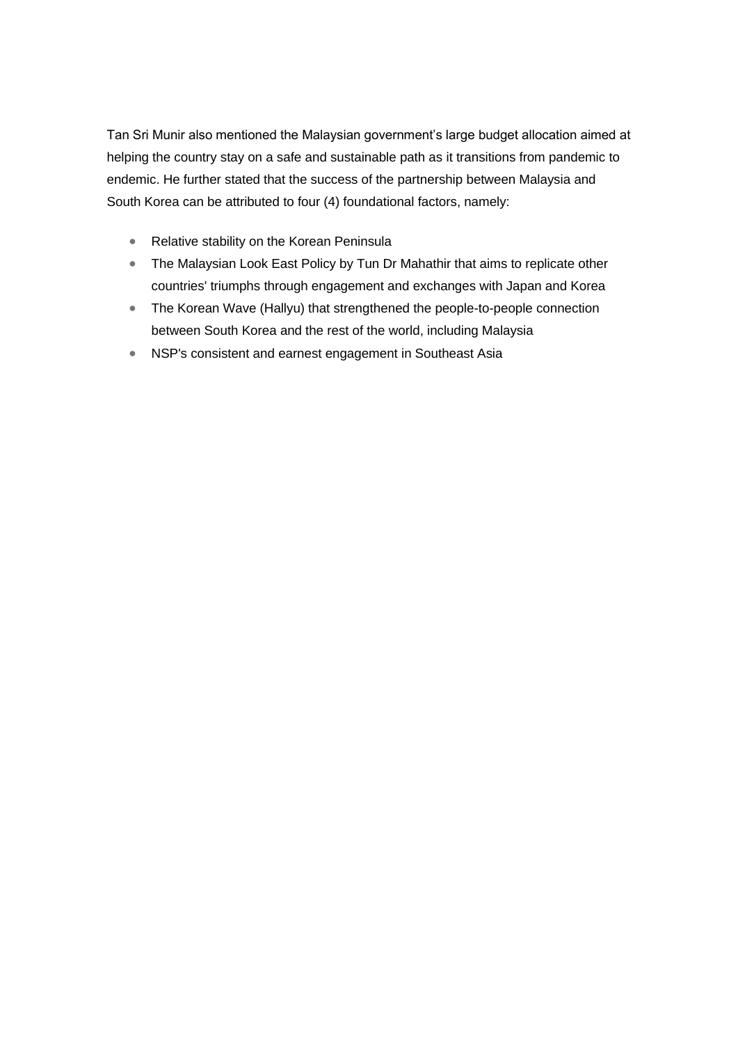Tan Sri Munir also mentioned the Malaysian government's large budget allocation aimed at helping the country stay on a safe and sustainable path as it transitions from pandemic to endemic. He further stated that the success of the partnership between Malaysia and South Korea can be attributed to four (4) foundational factors, namely:

- Relative stability on the Korean Peninsula
- The Malaysian Look East Policy by Tun Dr Mahathir that aims to replicate other countries' triumphs through engagement and exchanges with Japan and Korea
- The Korean Wave (Hallyu) that strengthened the people-to-people connection between South Korea and the rest of the world, including Malaysia
- NSP's consistent and earnest engagement in Southeast Asia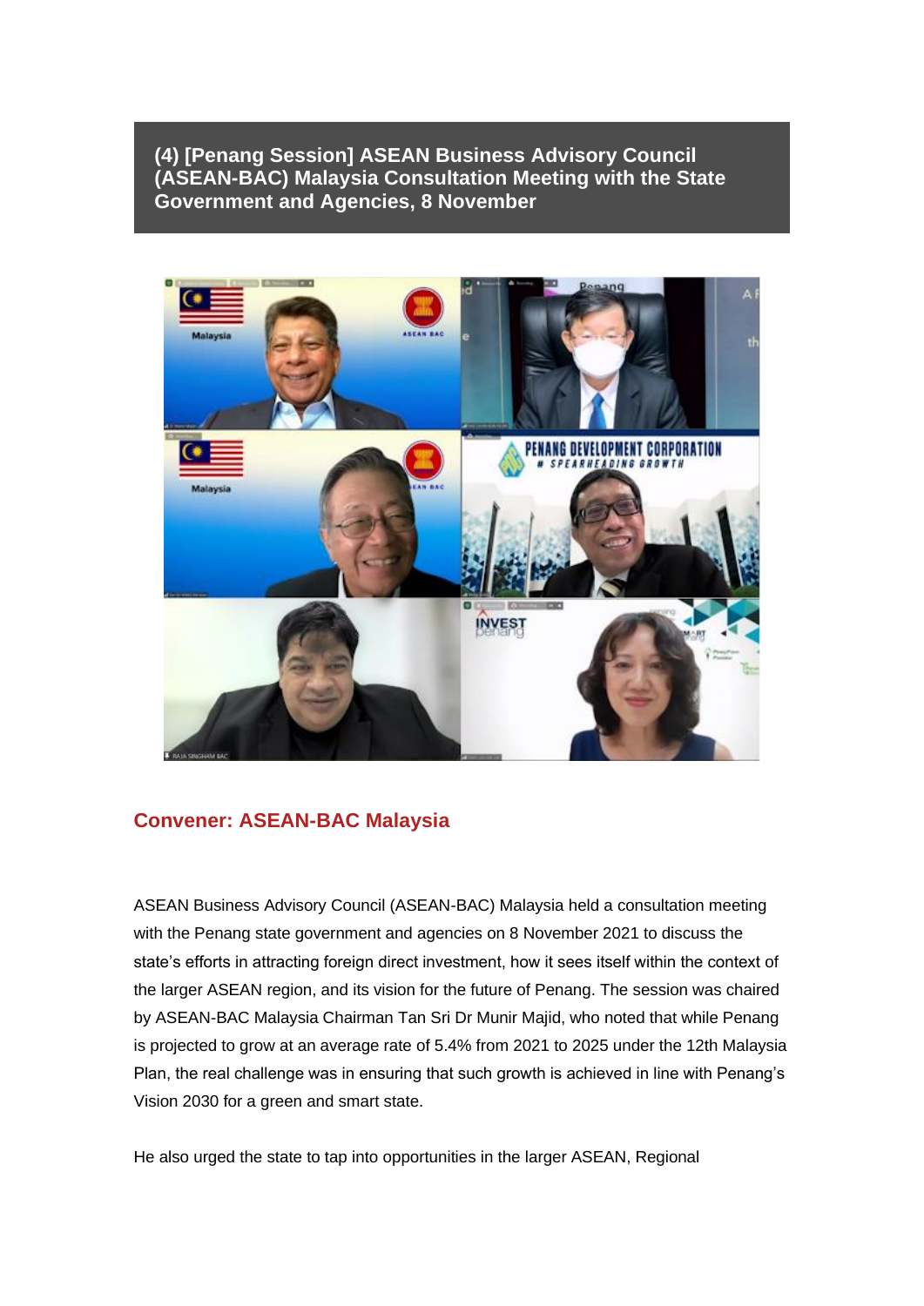## (4) [Penang Session] ASEAN Business Advisory Council (ASEAN-BAC) Malaysia Consultation Meeting with the State Government and Agencies, 8 November

### Convener: ASEAN-BAC Malaysia

ASEAN Business Advisory Council (ASEAN-BAC) Malaysia held a consultation meeting with the Penang state government and agencies on 8 November 2021 to discuss the state's efforts in attracting foreign direct investment, how it sees itself within the context of the larger ASEAN region, and its vision for the future of Penang. The session was chaired by ASEAN-BAC Malaysia Chairman Tan Sri Dr Munir Majid, who noted that while Penang is projected to grow at an average rate of 5.4% from 2021 to 2025 under the 12th Malaysia Plan, the real challenge was in ensuring that such growth is achieved in line with Penang's Vision 2030 for a green and smart state.

He also urged the state to tap into opportunities in the larger ASEAN, Regional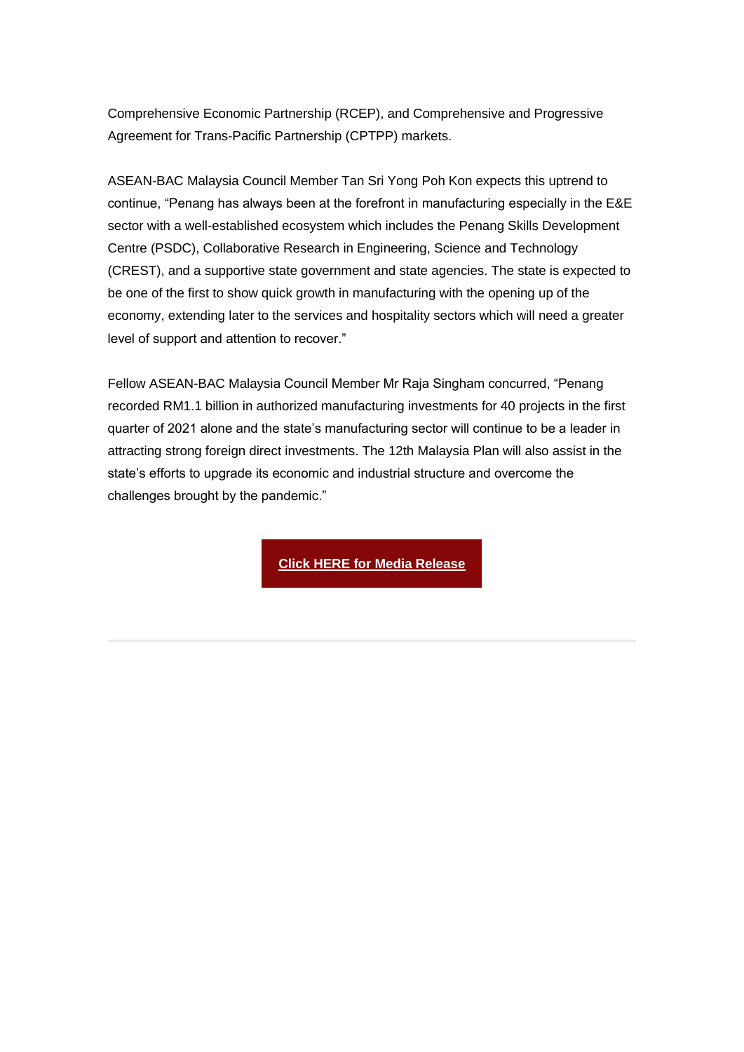Comprehensive Economic Partnership (RCEP), and Comprehensive and Progressive Agreement for Trans-Pacific Partnership (CPTPP) markets.

ASEAN-BAC Malaysia Council Member Tan Sri Yong Poh Kon expects this uptrend to continue, “Penang has always been at the forefront in manufacturing especially in the E&E sector with a well-established ecosystem which includes the Penang Skills Development Centre (PSDC), Collaborative Research in Engineering, Science and Technology (CREST), and a supportive state government and state agencies. The state is expected to be one of the first to show quick growth in manufacturing with the opening up of the economy, extending later to the services and hospitality sectors which will need a greater level of support and attention to recover.”

Fellow ASEAN-BAC Malaysia Council Member Mr Raja Singham concurred, “Penang recorded RM1.1 billion in authorized manufacturing investments for 40 projects in the first quarter of 2021 alone and the state’s manufacturing sector will continue to be a leader in attracting strong foreign direct investments. The 12th Malaysia Plan will also assist in the state’s efforts to upgrade its economic and industrial structure and overcome the challenges brought by the pandemic.”

**Click HERE for Media Release**